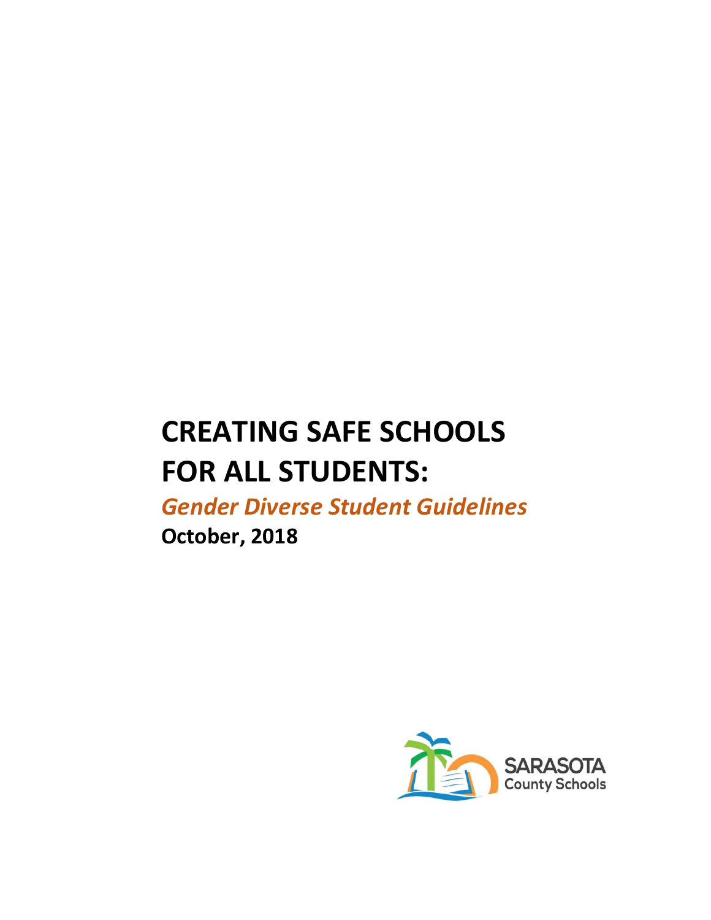# CREATING SAFE SCHOOLS FOR ALL STUDENTS:

## *Gender Diverse Student Guidelines*

**October, 2018**

SARASOTA County Schools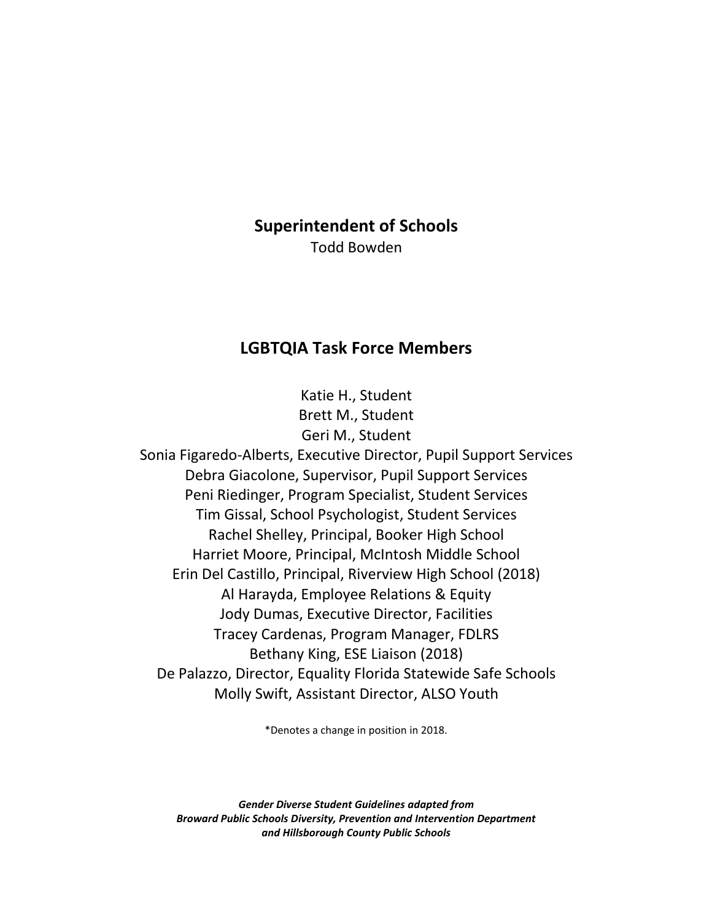## Superintendent of Schools

Todd Bowden

## LGBTQIA Task Force Members

Katie H., Student
Brett M., Student
Geri M., Student
Sonia Figaredo-Alberts, Executive Director, Pupil Support Services
Debra Giacolone, Supervisor, Pupil Support Services
Peni Riedinger, Program Specialist, Student Services
Tim Gissal, School Psychologist, Student Services
Rachel Shelley, Principal, Booker High School
Harriet Moore, Principal, McIntosh Middle School
Erin Del Castillo, Principal, Riverview High School (2018)
Al Harayda, Employee Relations & Equity
Jody Dumas, Executive Director, Facilities
Tracey Cardenas, Program Manager, FDLRS
Bethany King, ESE Liaison (2018)
De Palazzo, Director, Equality Florida Statewide Safe Schools
Molly Swift, Assistant Director, ALSO Youth

*Denotes a change in position in 2018.

***Gender Diverse Student Guidelines adapted from Broward Public Schools Diversity, Prevention and Intervention Department and Hillsborough County Public Schools***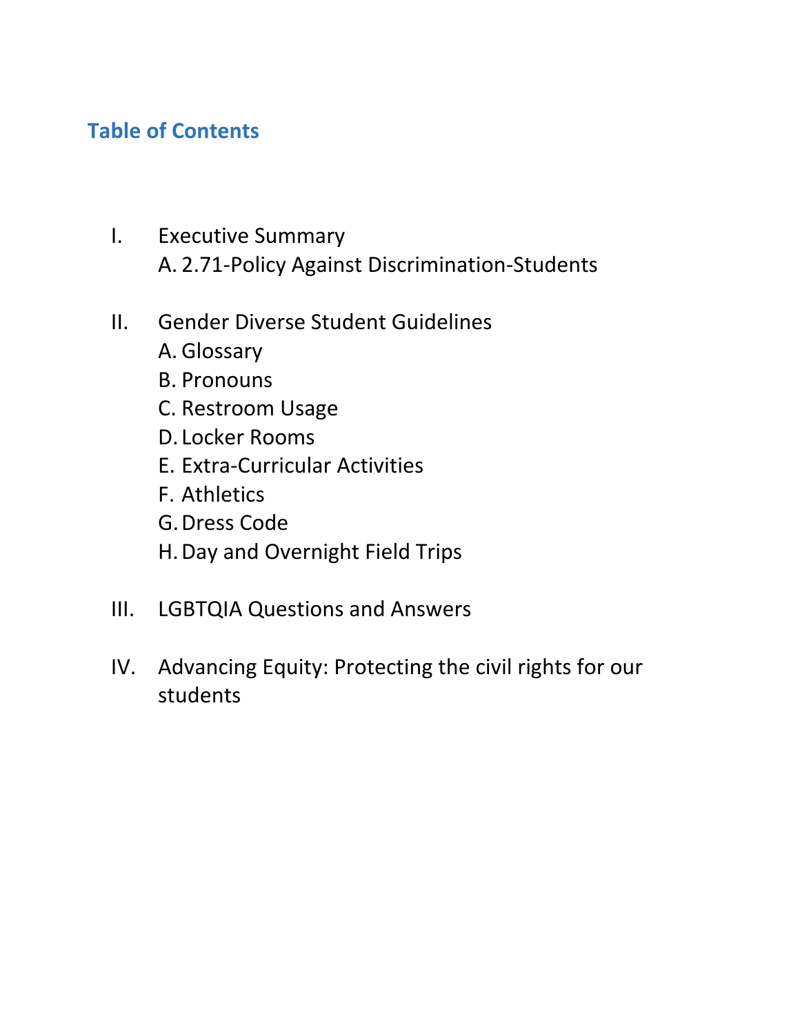## Table of Contents

I. Executive Summary
   - A. 2.71-Policy Against Discrimination-Students

II. Gender Diverse Student Guidelines
   - A. Glossary
   - B. Pronouns
   - C. Restroom Usage
   - D. Locker Rooms
   - E. Extra-Curricular Activities
   - F. Athletics
   - G. Dress Code
   - H. Day and Overnight Field Trips

III. LGBTQIA Questions and Answers

IV. Advancing Equity: Protecting the civil rights for our students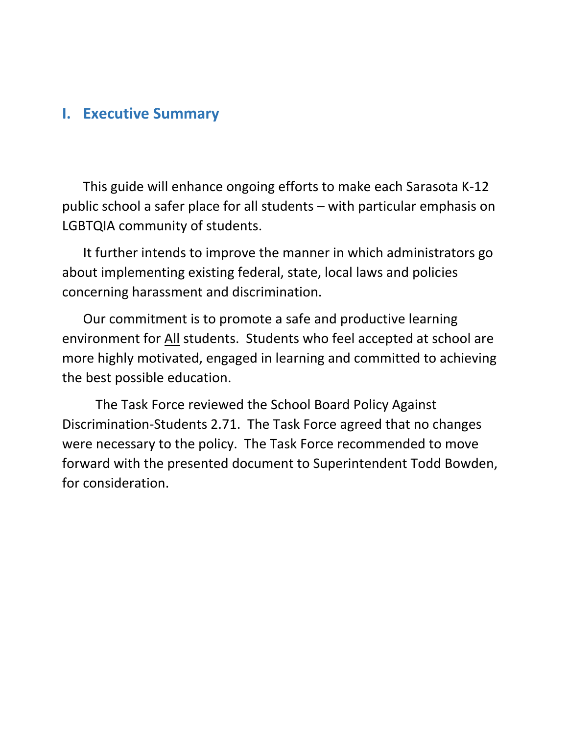## I. Executive Summary

This guide will enhance ongoing efforts to make each Sarasota K-12 public school a safer place for all students – with particular emphasis on LGBTQIA community of students.

It further intends to improve the manner in which administrators go about implementing existing federal, state, local laws and policies concerning harassment and discrimination.

Our commitment is to promote a safe and productive learning environment for <u>All</u> students. Students who feel accepted at school are more highly motivated, engaged in learning and committed to achieving the best possible education.

The Task Force reviewed the School Board Policy Against Discrimination-Students 2.71. The Task Force agreed that no changes were necessary to the policy. The Task Force recommended to move forward with the presented document to Superintendent Todd Bowden, for consideration.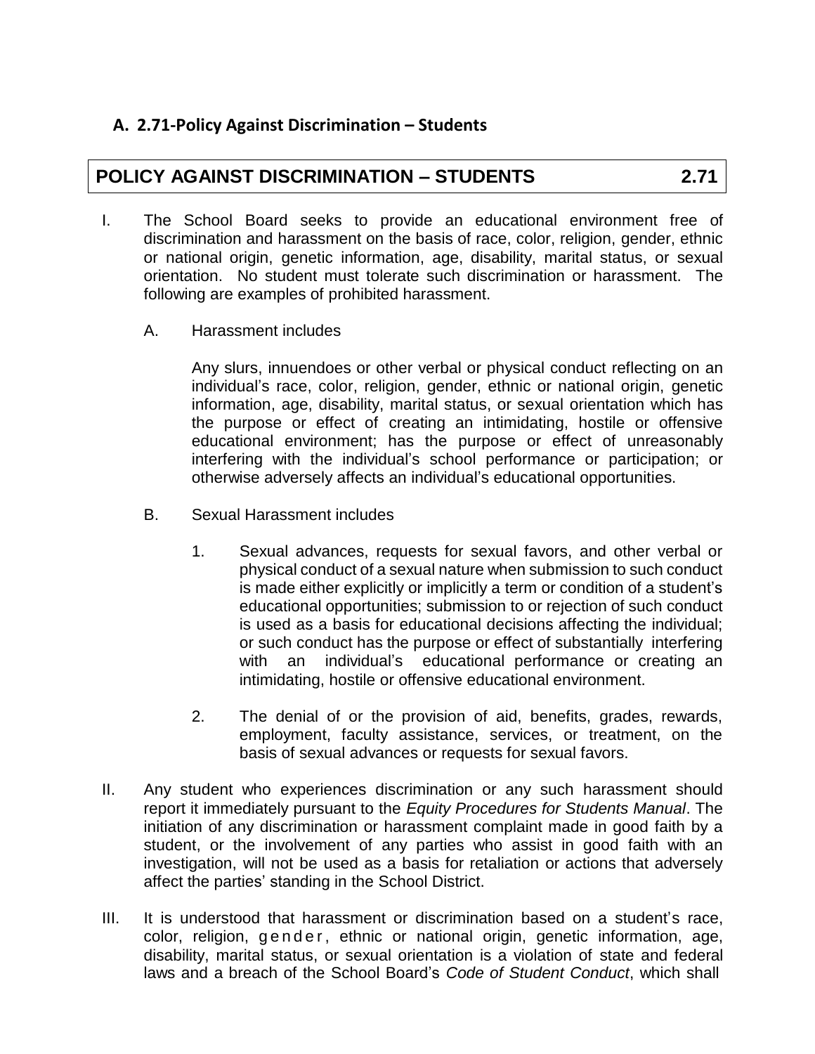### A. 2.71-Policy Against Discrimination – Students

## POLICY AGAINST DISCRIMINATION – STUDENTS 2.71

I. The School Board seeks to provide an educational environment free of discrimination and harassment on the basis of race, color, religion, gender, ethnic or national origin, genetic information, age, disability, marital status, or sexual orientation. No student must tolerate such discrimination or harassment. The following are examples of prohibited harassment.

   A. Harassment includes

      Any slurs, innuendoes or other verbal or physical conduct reflecting on an individual's race, color, religion, gender, ethnic or national origin, genetic information, age, disability, marital status, or sexual orientation which has the purpose or effect of creating an intimidating, hostile or offensive educational environment; has the purpose or effect of unreasonably interfering with the individual's school performance or participation; or otherwise adversely affects an individual's educational opportunities.

   B. Sexual Harassment includes

      1. Sexual advances, requests for sexual favors, and other verbal or physical conduct of a sexual nature when submission to such conduct is made either explicitly or implicitly a term or condition of a student's educational opportunities; submission to or rejection of such conduct is used as a basis for educational decisions affecting the individual; or such conduct has the purpose or effect of substantially interfering with an individual's educational performance or creating an intimidating, hostile or offensive educational environment.

      2. The denial of or the provision of aid, benefits, grades, rewards, employment, faculty assistance, services, or treatment, on the basis of sexual advances or requests for sexual favors.

II. Any student who experiences discrimination or any such harassment should report it immediately pursuant to the *Equity Procedures for Students Manual*. The initiation of any discrimination or harassment complaint made in good faith by a student, or the involvement of any parties who assist in good faith with an investigation, will not be used as a basis for retaliation or actions that adversely affect the parties' standing in the School District.

III. It is understood that harassment or discrimination based on a student's race, color, religion, gender, ethnic or national origin, genetic information, age, disability, marital status, or sexual orientation is a violation of state and federal laws and a breach of the School Board's *Code of Student Conduct*, which shall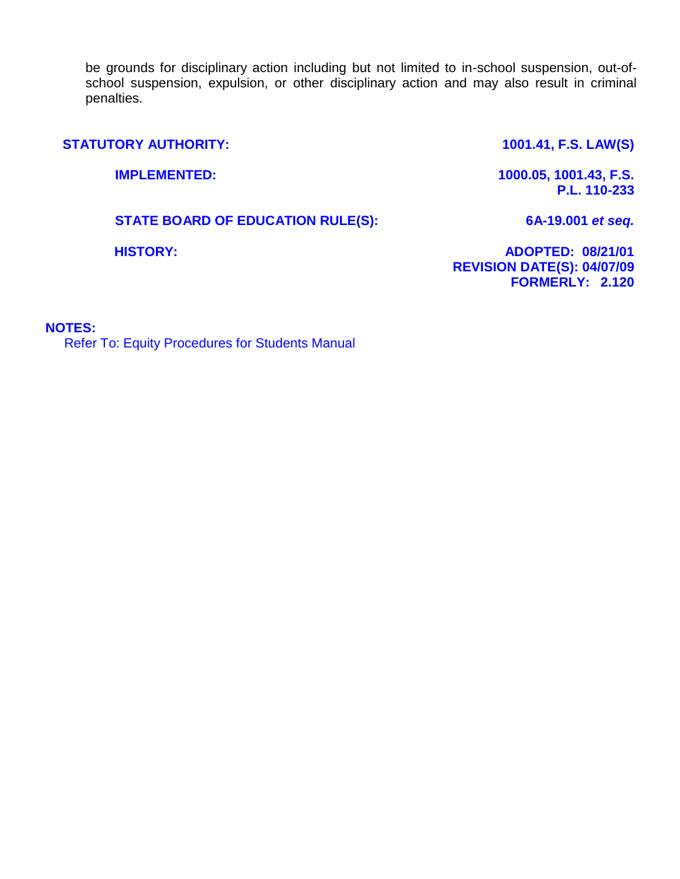be grounds for disciplinary action including but not limited to in-school suspension, out-of-school suspension, expulsion, or other disciplinary action and may also result in criminal penalties.

**STATUTORY AUTHORITY:** **1001.41, F.S.**

**LAW(S) IMPLEMENTED:** **1000.05, 1001.43, F.S.**
**P.L. 110-233**

**STATE BOARD OF EDUCATION RULE(S):** **6A-19.001 *et seq.***

**HISTORY:** **ADOPTED: 08/21/01**
**REVISION DATE(S): 04/07/09**
**FORMERLY: 2.120**

**NOTES:**
Refer To: Equity Procedures for Students Manual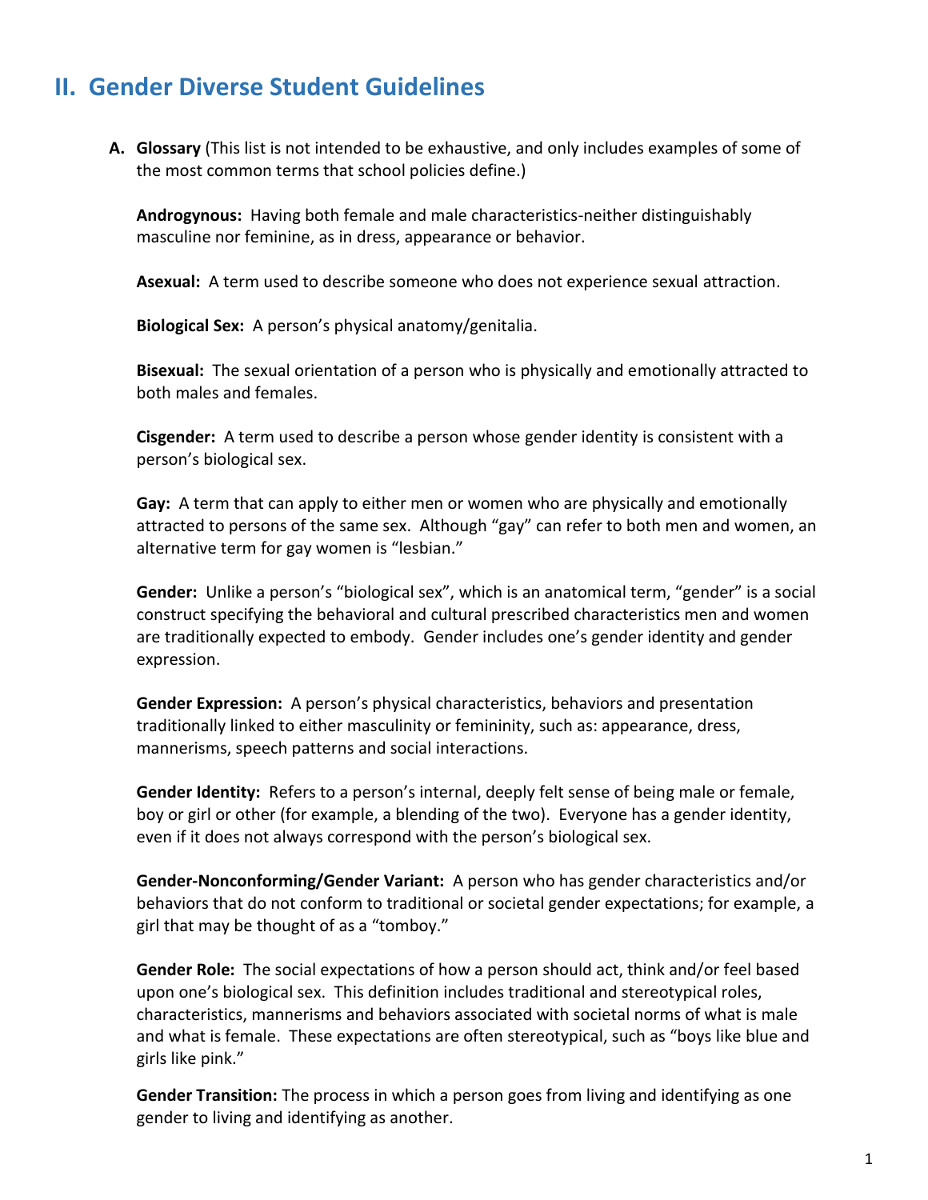## II. Gender Diverse Student Guidelines

**A. Glossary** (This list is not intended to be exhaustive, and only includes examples of some of the most common terms that school policies define.)

**Androgynous:** Having both female and male characteristics-neither distinguishably masculine nor feminine, as in dress, appearance or behavior.

**Asexual:** A term used to describe someone who does not experience sexual attraction.

**Biological Sex:** A person's physical anatomy/genitalia.

**Bisexual:** The sexual orientation of a person who is physically and emotionally attracted to both males and females.

**Cisgender:** A term used to describe a person whose gender identity is consistent with a person's biological sex.

**Gay:** A term that can apply to either men or women who are physically and emotionally attracted to persons of the same sex. Although "gay" can refer to both men and women, an alternative term for gay women is "lesbian."

**Gender:** Unlike a person's "biological sex", which is an anatomical term, "gender" is a social construct specifying the behavioral and cultural prescribed characteristics men and women are traditionally expected to embody. Gender includes one's gender identity and gender expression.

**Gender Expression:** A person's physical characteristics, behaviors and presentation traditionally linked to either masculinity or femininity, such as: appearance, dress, mannerisms, speech patterns and social interactions.

**Gender Identity:** Refers to a person's internal, deeply felt sense of being male or female, boy or girl or other (for example, a blending of the two). Everyone has a gender identity, even if it does not always correspond with the person's biological sex.

**Gender-Nonconforming/Gender Variant:** A person who has gender characteristics and/or behaviors that do not conform to traditional or societal gender expectations; for example, a girl that may be thought of as a "tomboy."

**Gender Role:** The social expectations of how a person should act, think and/or feel based upon one's biological sex. This definition includes traditional and stereotypical roles, characteristics, mannerisms and behaviors associated with societal norms of what is male and what is female. These expectations are often stereotypical, such as "boys like blue and girls like pink."

**Gender Transition:** The process in which a person goes from living and identifying as one gender to living and identifying as another.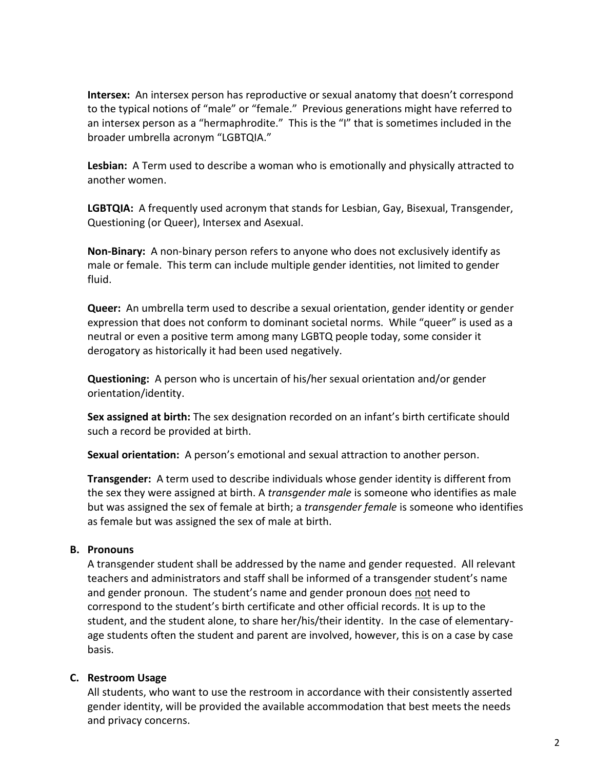**Intersex:** An intersex person has reproductive or sexual anatomy that doesn't correspond to the typical notions of "male" or "female." Previous generations might have referred to an intersex person as a "hermaphrodite." This is the "I" that is sometimes included in the broader umbrella acronym "LGBTQIA."

**Lesbian:** A Term used to describe a woman who is emotionally and physically attracted to another women.

**LGBTQIA:** A frequently used acronym that stands for Lesbian, Gay, Bisexual, Transgender, Questioning (or Queer), Intersex and Asexual.

**Non-Binary:** A non-binary person refers to anyone who does not exclusively identify as male or female. This term can include multiple gender identities, not limited to gender fluid.

**Queer:** An umbrella term used to describe a sexual orientation, gender identity or gender expression that does not conform to dominant societal norms. While "queer" is used as a neutral or even a positive term among many LGBTQ people today, some consider it derogatory as historically it had been used negatively.

**Questioning:** A person who is uncertain of his/her sexual orientation and/or gender orientation/identity.

**Sex assigned at birth:** The sex designation recorded on an infant's birth certificate should such a record be provided at birth.

**Sexual orientation:** A person's emotional and sexual attraction to another person.

**Transgender:** A term used to describe individuals whose gender identity is different from the sex they were assigned at birth. A *transgender male* is someone who identifies as male but was assigned the sex of female at birth; a *transgender female* is someone who identifies as female but was assigned the sex of male at birth.

### B. Pronouns

A transgender student shall be addressed by the name and gender requested. All relevant teachers and administrators and staff shall be informed of a transgender student's name and gender pronoun. The student's name and gender pronoun does <u>not</u> need to correspond to the student's birth certificate and other official records. It is up to the student, and the student alone, to share her/his/their identity. In the case of elementary-age students often the student and parent are involved, however, this is on a case by case basis.

### C. Restroom Usage

All students, who want to use the restroom in accordance with their consistently asserted gender identity, will be provided the available accommodation that best meets the needs and privacy concerns.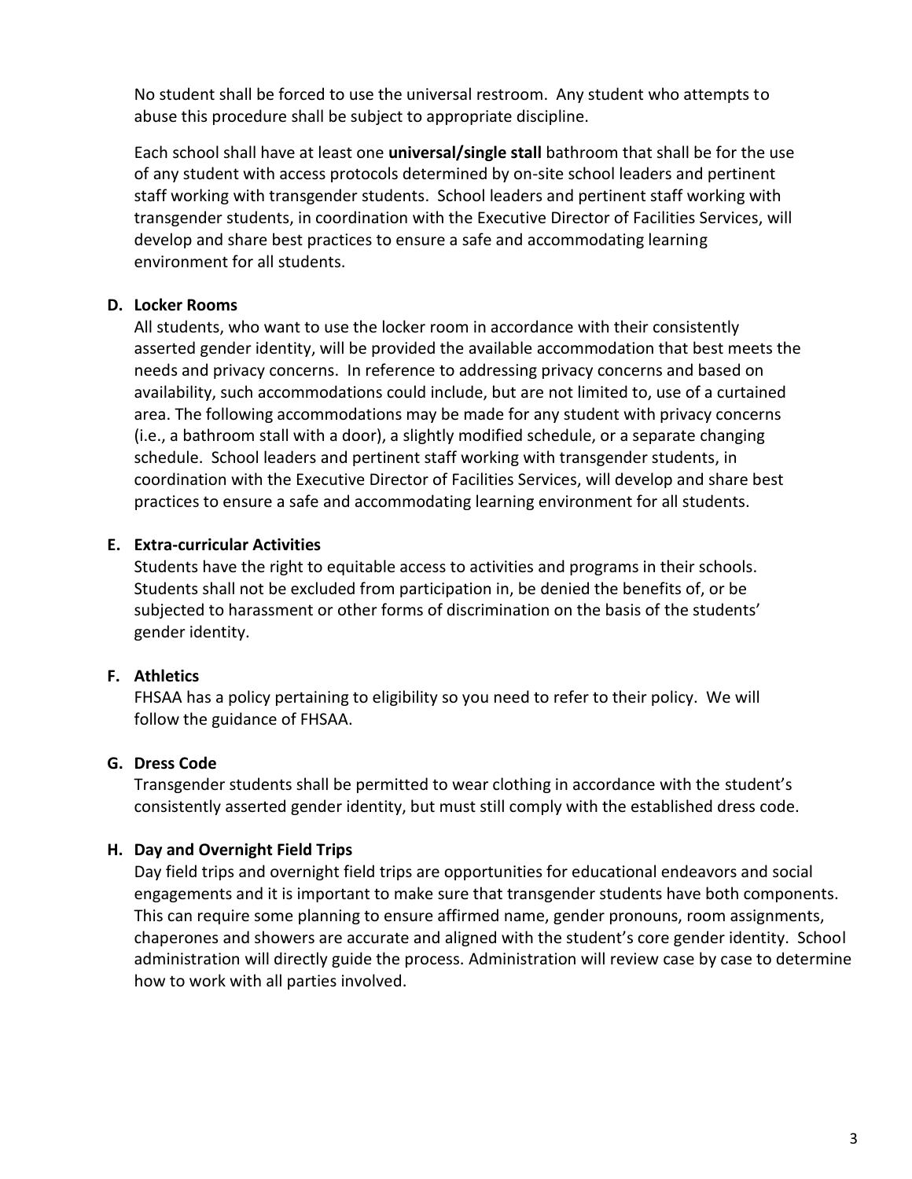No student shall be forced to use the universal restroom. Any student who attempts to abuse this procedure shall be subject to appropriate discipline.

Each school shall have at least one **universal/single stall** bathroom that shall be for the use of any student with access protocols determined by on-site school leaders and pertinent staff working with transgender students. School leaders and pertinent staff working with transgender students, in coordination with the Executive Director of Facilities Services, will develop and share best practices to ensure a safe and accommodating learning environment for all students.

**D. Locker Rooms**

All students, who want to use the locker room in accordance with their consistently asserted gender identity, will be provided the available accommodation that best meets the needs and privacy concerns. In reference to addressing privacy concerns and based on availability, such accommodations could include, but are not limited to, use of a curtained area. The following accommodations may be made for any student with privacy concerns (i.e., a bathroom stall with a door), a slightly modified schedule, or a separate changing schedule. School leaders and pertinent staff working with transgender students, in coordination with the Executive Director of Facilities Services, will develop and share best practices to ensure a safe and accommodating learning environment for all students.

**E. Extra-curricular Activities**

Students have the right to equitable access to activities and programs in their schools. Students shall not be excluded from participation in, be denied the benefits of, or be subjected to harassment or other forms of discrimination on the basis of the students' gender identity.

**F. Athletics**

FHSAA has a policy pertaining to eligibility so you need to refer to their policy. We will follow the guidance of FHSAA.

**G. Dress Code**

Transgender students shall be permitted to wear clothing in accordance with the student's consistently asserted gender identity, but must still comply with the established dress code.

**H. Day and Overnight Field Trips**

Day field trips and overnight field trips are opportunities for educational endeavors and social engagements and it is important to make sure that transgender students have both components. This can require some planning to ensure affirmed name, gender pronouns, room assignments, chaperones and showers are accurate and aligned with the student's core gender identity. School administration will directly guide the process. Administration will review case by case to determine how to work with all parties involved.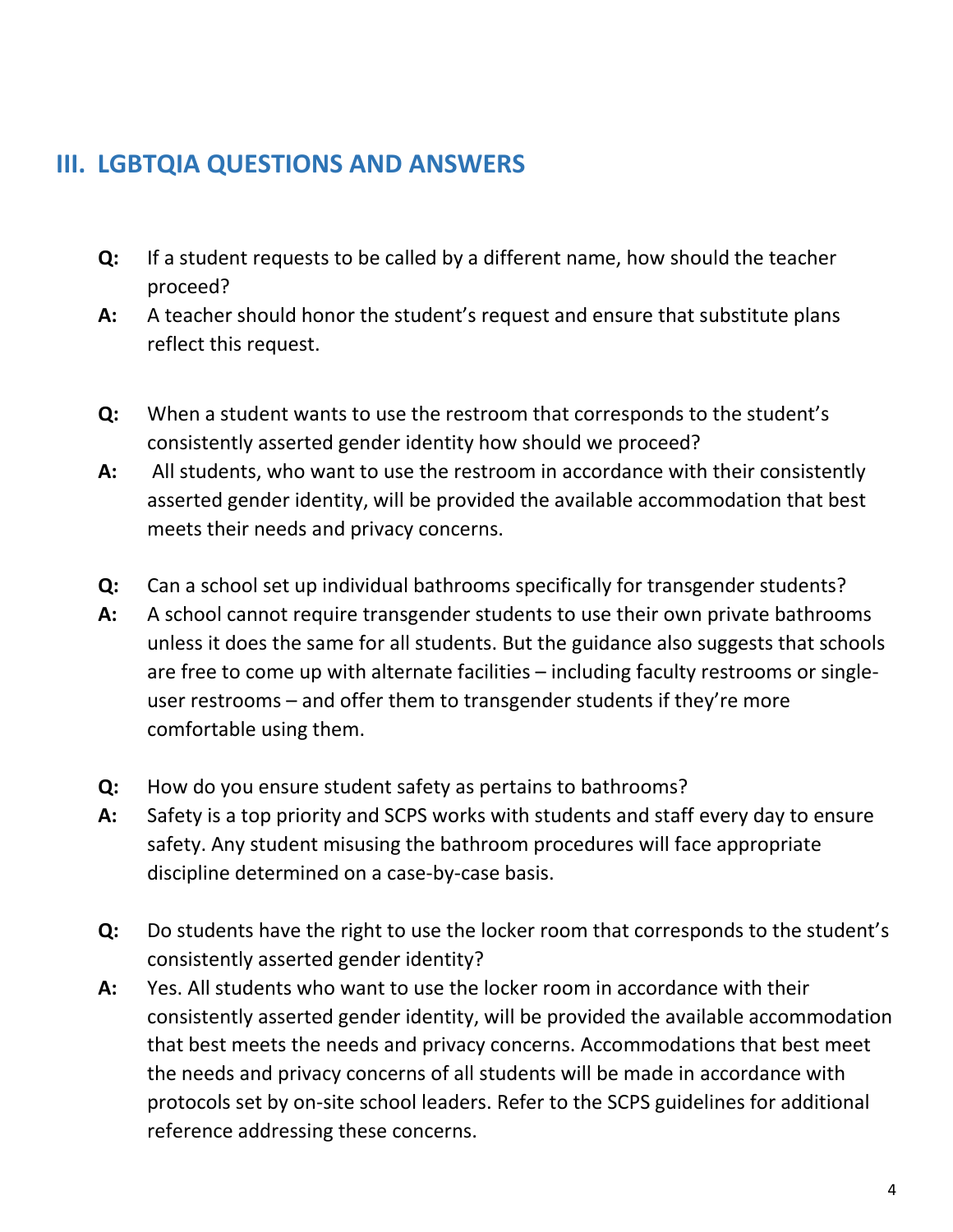## III. LGBTQIA QUESTIONS AND ANSWERS

**Q:** If a student requests to be called by a different name, how should the teacher proceed?

**A:** A teacher should honor the student's request and ensure that substitute plans reflect this request.

**Q:** When a student wants to use the restroom that corresponds to the student's consistently asserted gender identity how should we proceed?

**A:** All students, who want to use the restroom in accordance with their consistently asserted gender identity, will be provided the available accommodation that best meets their needs and privacy concerns.

**Q:** Can a school set up individual bathrooms specifically for transgender students?

**A:** A school cannot require transgender students to use their own private bathrooms unless it does the same for all students. But the guidance also suggests that schools are free to come up with alternate facilities – including faculty restrooms or single-user restrooms – and offer them to transgender students if they're more comfortable using them.

**Q:** How do you ensure student safety as pertains to bathrooms?

**A:** Safety is a top priority and SCPS works with students and staff every day to ensure safety. Any student misusing the bathroom procedures will face appropriate discipline determined on a case-by-case basis.

**Q:** Do students have the right to use the locker room that corresponds to the student's consistently asserted gender identity?

**A:** Yes. All students who want to use the locker room in accordance with their consistently asserted gender identity, will be provided the available accommodation that best meets the needs and privacy concerns. Accommodations that best meet the needs and privacy concerns of all students will be made in accordance with protocols set by on-site school leaders. Refer to the SCPS guidelines for additional reference addressing these concerns.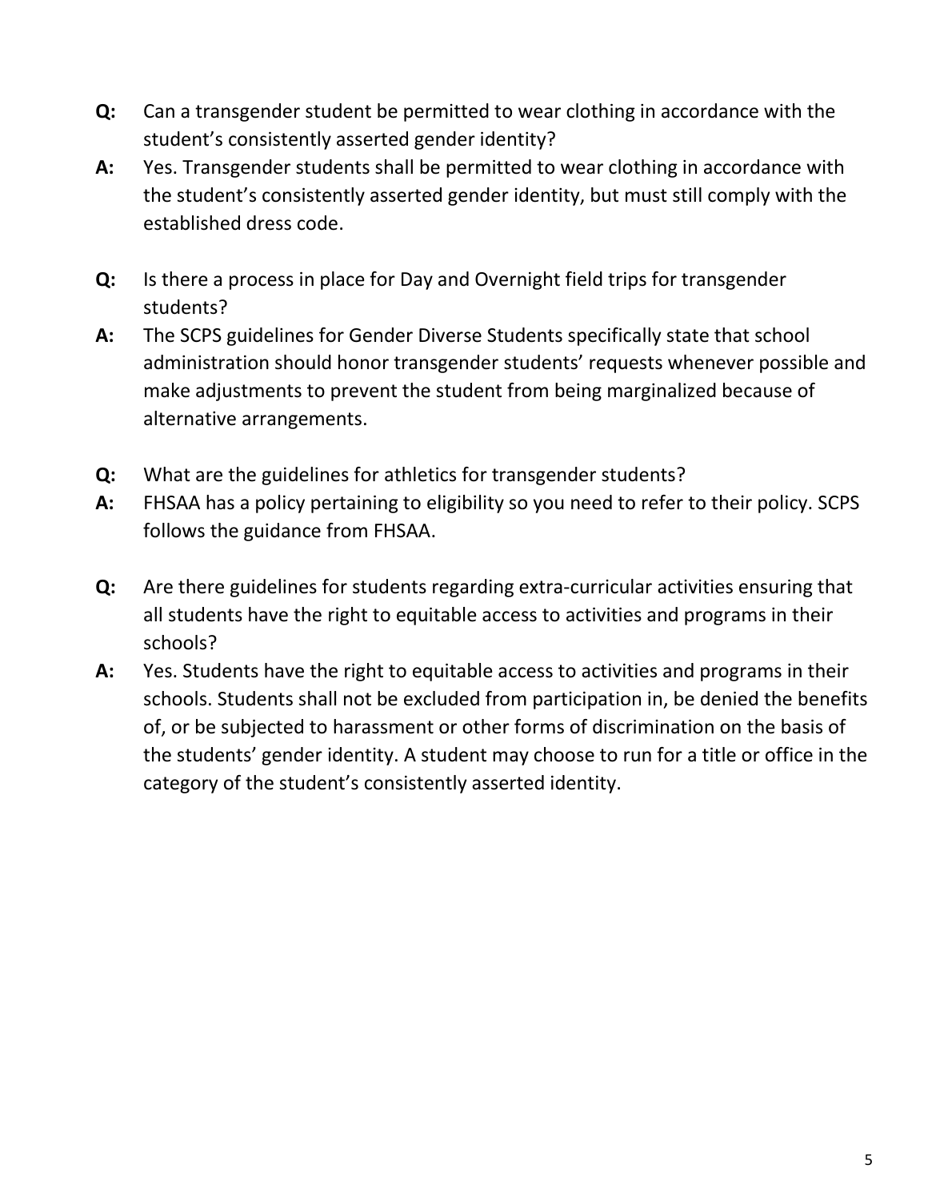**Q:** Can a transgender student be permitted to wear clothing in accordance with the student's consistently asserted gender identity?

**A:** Yes. Transgender students shall be permitted to wear clothing in accordance with the student's consistently asserted gender identity, but must still comply with the established dress code.

**Q:** Is there a process in place for Day and Overnight field trips for transgender students?

**A:** The SCPS guidelines for Gender Diverse Students specifically state that school administration should honor transgender students' requests whenever possible and make adjustments to prevent the student from being marginalized because of alternative arrangements.

**Q:** What are the guidelines for athletics for transgender students?

**A:** FHSAA has a policy pertaining to eligibility so you need to refer to their policy. SCPS follows the guidance from FHSAA.

**Q:** Are there guidelines for students regarding extra-curricular activities ensuring that all students have the right to equitable access to activities and programs in their schools?

**A:** Yes. Students have the right to equitable access to activities and programs in their schools. Students shall not be excluded from participation in, be denied the benefits of, or be subjected to harassment or other forms of discrimination on the basis of the students' gender identity. A student may choose to run for a title or office in the category of the student's consistently asserted identity.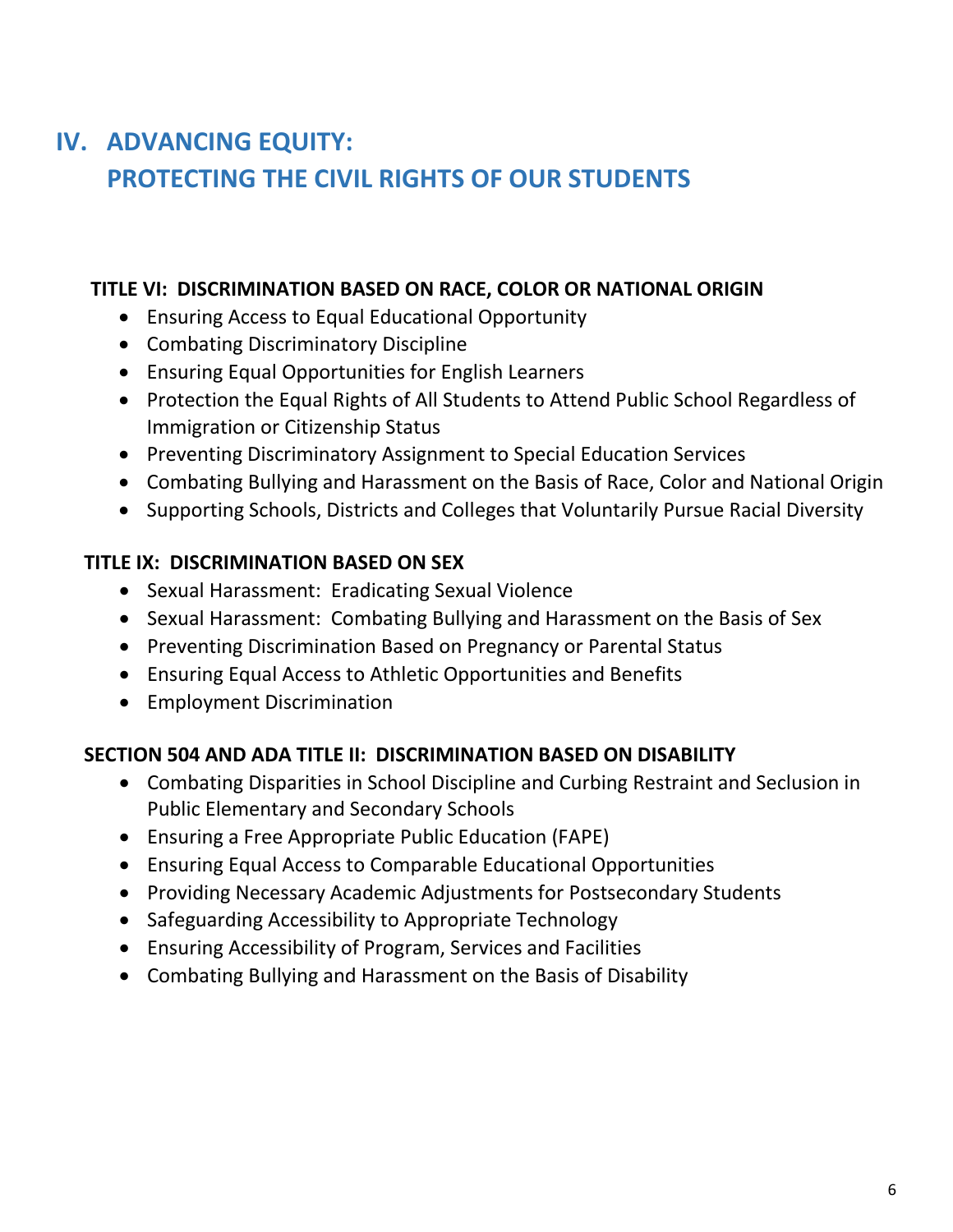## IV. ADVANCING EQUITY: PROTECTING THE CIVIL RIGHTS OF OUR STUDENTS

**TITLE VI: DISCRIMINATION BASED ON RACE, COLOR OR NATIONAL ORIGIN**

- Ensuring Access to Equal Educational Opportunity
- Combating Discriminatory Discipline
- Ensuring Equal Opportunities for English Learners
- Protection the Equal Rights of All Students to Attend Public School Regardless of Immigration or Citizenship Status
- Preventing Discriminatory Assignment to Special Education Services
- Combating Bullying and Harassment on the Basis of Race, Color and National Origin
- Supporting Schools, Districts and Colleges that Voluntarily Pursue Racial Diversity

**TITLE IX: DISCRIMINATION BASED ON SEX**

- Sexual Harassment: Eradicating Sexual Violence
- Sexual Harassment: Combating Bullying and Harassment on the Basis of Sex
- Preventing Discrimination Based on Pregnancy or Parental Status
- Ensuring Equal Access to Athletic Opportunities and Benefits
- Employment Discrimination

**SECTION 504 AND ADA TITLE II: DISCRIMINATION BASED ON DISABILITY**

- Combating Disparities in School Discipline and Curbing Restraint and Seclusion in Public Elementary and Secondary Schools
- Ensuring a Free Appropriate Public Education (FAPE)
- Ensuring Equal Access to Comparable Educational Opportunities
- Providing Necessary Academic Adjustments for Postsecondary Students
- Safeguarding Accessibility to Appropriate Technology
- Ensuring Accessibility of Program, Services and Facilities
- Combating Bullying and Harassment on the Basis of Disability